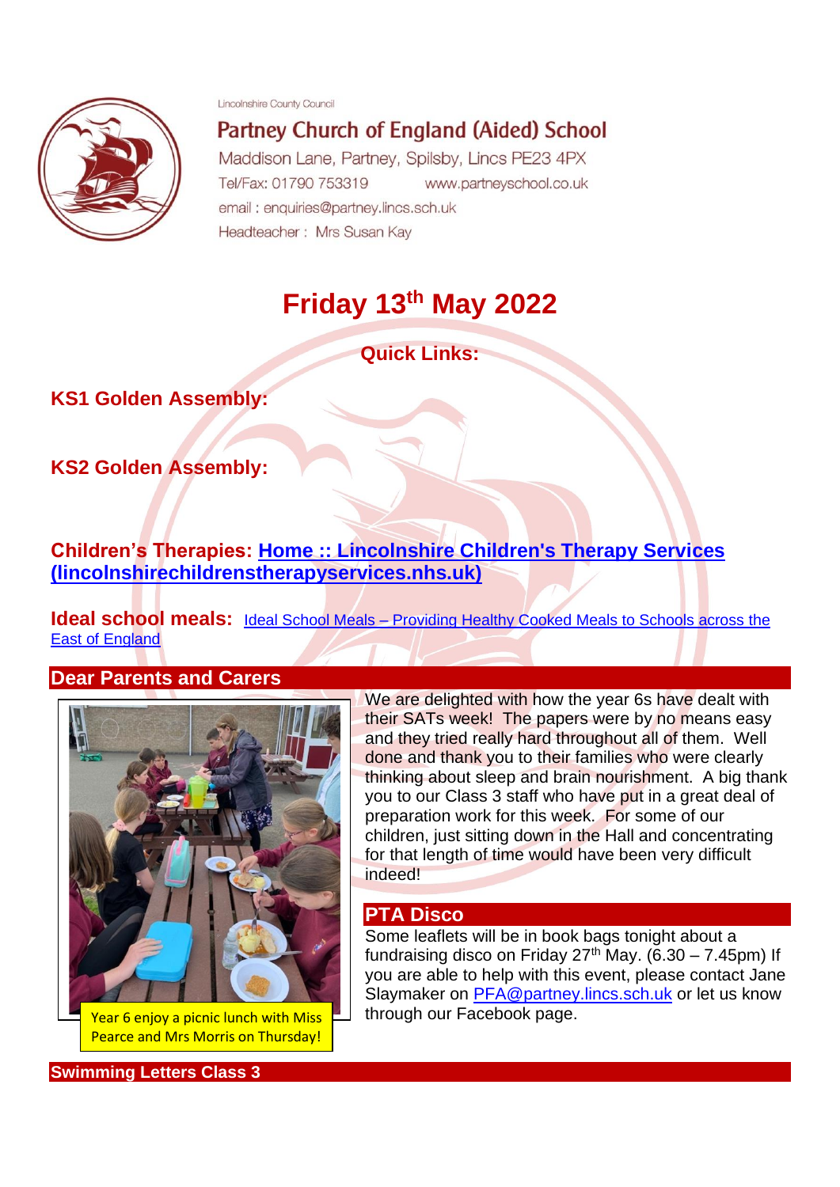Lincolnshire County Council

# Partney Church of England (Aided) School

Maddison Lane, Partney, Spilsby, Lincs PE23 4PX

Tel/Fax: 01790 753319 www.partneyschool.co.uk

email : enquiries@partney.lincs.sch.uk

Headteacher : Mrs Susan Kay

# Friday 13th May 2022

**Quick Links:**

**KS1 Golden Assembly:**

**KS2 Golden Assembly:**

**Children's Therapies:** [Home :: Lincolnshire Children's Therapy Services (lincolnshirechildrenstherapyservices.nhs.uk)]

**Ideal school meals:** [Ideal School Meals – Providing Healthy Cooked Meals to Schools across the East of England]

## Dear Parents and Carers

Year 6 enjoy a picnic lunch with Miss Pearce and Mrs Morris on Thursday!

We are delighted with how the year 6s have dealt with their SATs week! The papers were by no means easy and they tried really hard throughout all of them. Well done and thank you to their families who were clearly thinking about sleep and brain nourishment. A big thank you to our Class 3 staff who have put in a great deal of preparation work for this week. For some of our children, just sitting down in the Hall and concentrating for that length of time would have been very difficult indeed!

## PTA Disco

Some leaflets will be in book bags tonight about a fundraising disco on Friday 27th May. (6.30 – 7.45pm) If you are able to help with this event, please contact Jane Slaymaker on PFA@partney.lincs.sch.uk or let us know through our Facebook page.

## Swimming Letters Class 3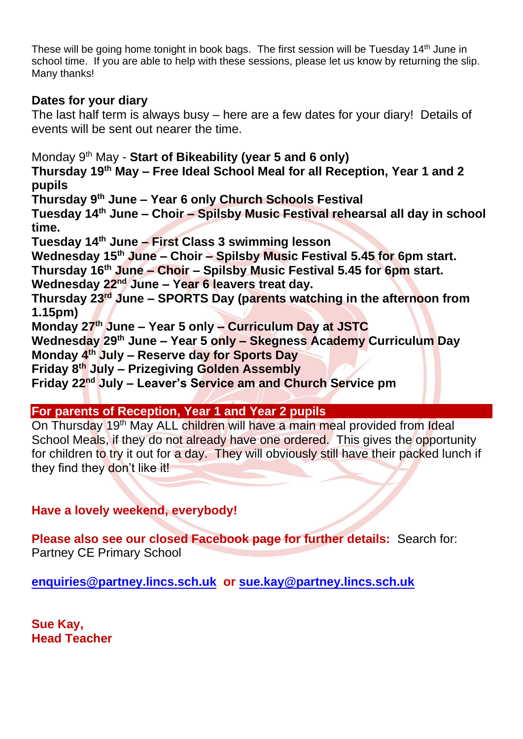These will be going home tonight in book bags. The first session will be Tuesday 14th June in school time. If you are able to help with these sessions, please let us know by returning the slip. Many thanks!

**Dates for your diary**

The last half term is always busy – here are a few dates for your diary! Details of events will be sent out nearer the time.

Monday 9th May - **Start of Bikeability (year 5 and 6 only)**
**Thursday 19th May – Free Ideal School Meal for all Reception, Year 1 and 2 pupils**
**Thursday 9th June – Year 6 only Church Schools Festival**
**Tuesday 14th June – Choir – Spilsby Music Festival rehearsal all day in school time.**
**Tuesday 14th June – First Class 3 swimming lesson**
**Wednesday 15th June – Choir – Spilsby Music Festival 5.45 for 6pm start.**
**Thursday 16th June – Choir – Spilsby Music Festival 5.45 for 6pm start.**
**Wednesday 22nd June – Year 6 leavers treat day.**
**Thursday 23rd June – SPORTS Day (parents watching in the afternoon from 1.15pm)**
**Monday 27th June – Year 5 only – Curriculum Day at JSTC**
**Wednesday 29th June – Year 5 only – Skegness Academy Curriculum Day**
**Monday 4th July – Reserve day for Sports Day**
**Friday 8th July – Prizegiving Golden Assembly**
**Friday 22nd July – Leaver's Service am and Church Service pm**

**For parents of Reception, Year 1 and Year 2 pupils**

On Thursday 19th May ALL children will have a main meal provided from Ideal School Meals, if they do not already have one ordered. This gives the opportunity for children to try it out for a day. They will obviously still have their packed lunch if they find they don't like it!

**Have a lovely weekend, everybody!**

**Please also see our closed Facebook page for further details:** Search for: Partney CE Primary School

**enquiries@partney.lincs.sch.uk or sue.kay@partney.lincs.sch.uk**

**Sue Kay,**
**Head Teacher**